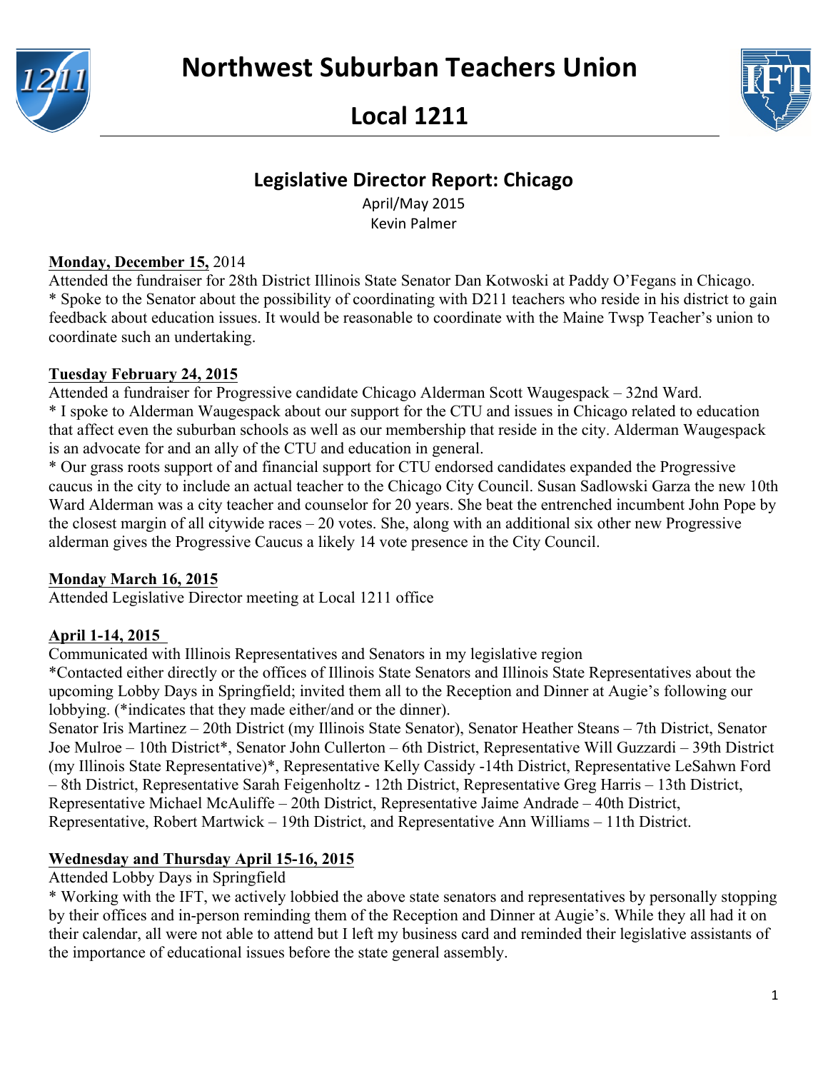# Northwest Suburban Teachers Union

# Local 1211

## Legislative Director Report: Chicago

April/May 2015
Kevin Palmer

**Monday, December 15,** 2014

Attended the fundraiser for 28th District Illinois State Senator Dan Kotwoski at Paddy O'Fegans in Chicago.
* Spoke to the Senator about the possibility of coordinating with D211 teachers who reside in his district to gain feedback about education issues. It would be reasonable to coordinate with the Maine Twsp Teacher's union to coordinate such an undertaking.

**Tuesday February 24, 2015**

Attended a fundraiser for Progressive candidate Chicago Alderman Scott Waugespack – 32nd Ward.
* I spoke to Alderman Waugespack about our support for the CTU and issues in Chicago related to education that affect even the suburban schools as well as our membership that reside in the city. Alderman Waugespack is an advocate for and an ally of the CTU and education in general.
* Our grass roots support of and financial support for CTU endorsed candidates expanded the Progressive caucus in the city to include an actual teacher to the Chicago City Council. Susan Sadlowski Garza the new 10th Ward Alderman was a city teacher and counselor for 20 years. She beat the entrenched incumbent John Pope by the closest margin of all citywide races – 20 votes. She, along with an additional six other new Progressive alderman gives the Progressive Caucus a likely 14 vote presence in the City Council.

**Monday March 16, 2015**

Attended Legislative Director meeting at Local 1211 office

**April 1-14, 2015**

Communicated with Illinois Representatives and Senators in my legislative region
*Contacted either directly or the offices of Illinois State Senators and Illinois State Representatives about the upcoming Lobby Days in Springfield; invited them all to the Reception and Dinner at Augie's following our lobbying. (*indicates that they made either/and or the dinner).
Senator Iris Martinez – 20th District (my Illinois State Senator), Senator Heather Steans – 7th District, Senator Joe Mulroe – 10th District*, Senator John Cullerton – 6th District, Representative Will Guzzardi – 39th District (my Illinois State Representative)*, Representative Kelly Cassidy -14th District, Representative LeSahwn Ford – 8th District, Representative Sarah Feigenholtz - 12th District, Representative Greg Harris – 13th District, Representative Michael McAuliffe – 20th District, Representative Jaime Andrade – 40th District, Representative, Robert Martwick – 19th District, and Representative Ann Williams – 11th District.

**Wednesday and Thursday April 15-16, 2015**

Attended Lobby Days in Springfield
* Working with the IFT, we actively lobbied the above state senators and representatives by personally stopping by their offices and in-person reminding them of the Reception and Dinner at Augie's. While they all had it on their calendar, all were not able to attend but I left my business card and reminded their legislative assistants of the importance of educational issues before the state general assembly.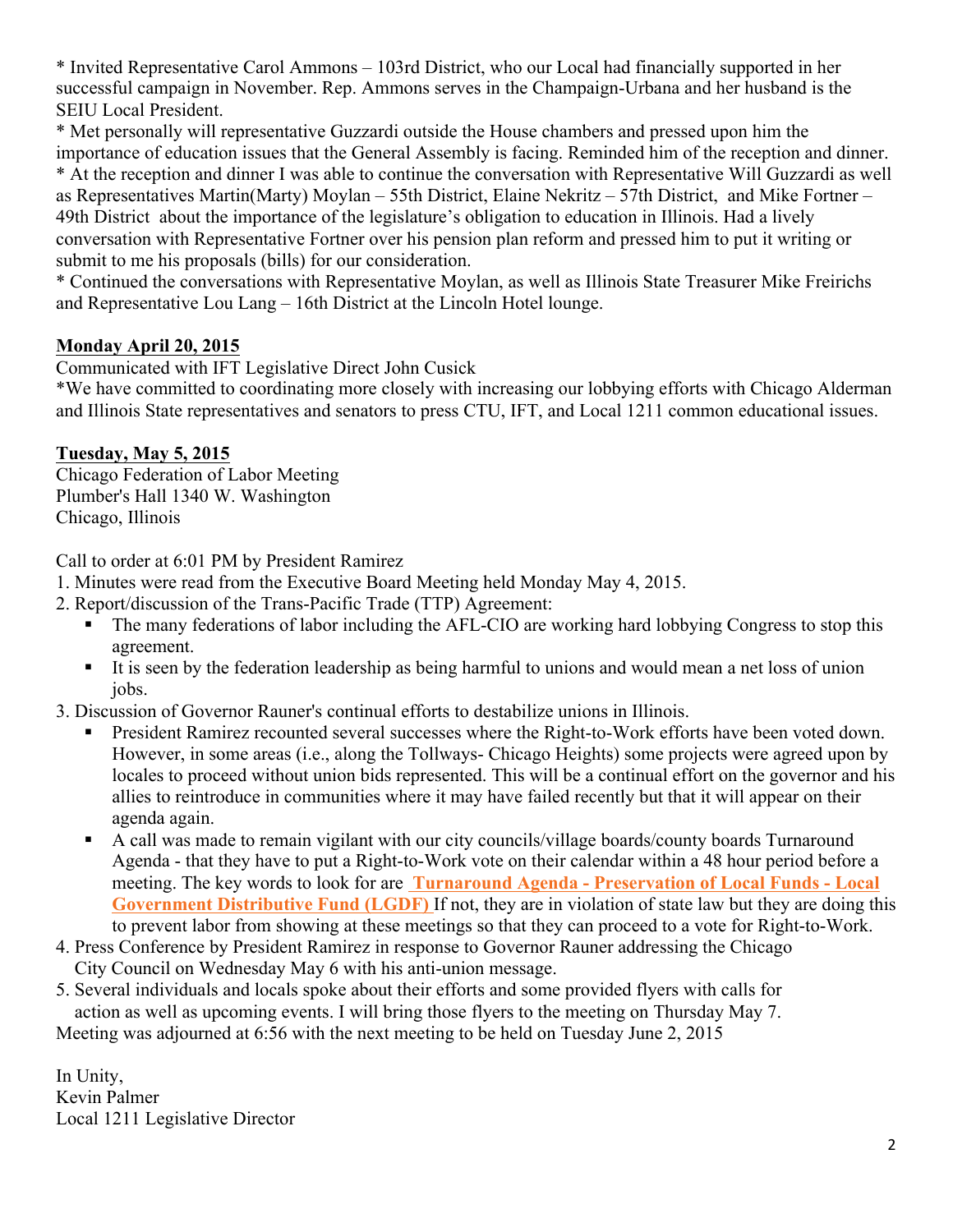* Invited Representative Carol Ammons – 103rd District, who our Local had financially supported in her successful campaign in November. Rep. Ammons serves in the Champaign-Urbana and her husband is the SEIU Local President.
* Met personally will representative Guzzardi outside the House chambers and pressed upon him the importance of education issues that the General Assembly is facing. Reminded him of the reception and dinner.
* At the reception and dinner I was able to continue the conversation with Representative Will Guzzardi as well as Representatives Martin(Marty) Moylan – 55th District, Elaine Nekritz – 57th District, and Mike Fortner – 49th District about the importance of the legislature's obligation to education in Illinois. Had a lively conversation with Representative Fortner over his pension plan reform and pressed him to put it writing or submit to me his proposals (bills) for our consideration.
* Continued the conversations with Representative Moylan, as well as Illinois State Treasurer Mike Freirichs and Representative Lou Lang – 16th District at the Lincoln Hotel lounge.

**Monday April 20, 2015**

Communicated with IFT Legislative Direct John Cusick
*We have committed to coordinating more closely with increasing our lobbying efforts with Chicago Alderman and Illinois State representatives and senators to press CTU, IFT, and Local 1211 common educational issues.

**Tuesday, May 5, 2015**

Chicago Federation of Labor Meeting
Plumber's Hall 1340 W. Washington
Chicago, Illinois

Call to order at 6:01 PM by President Ramirez

1. Minutes were read from the Executive Board Meeting held Monday May 4, 2015.
2. Report/discussion of the Trans-Pacific Trade (TTP) Agreement:
   - The many federations of labor including the AFL-CIO are working hard lobbying Congress to stop this agreement.
   - It is seen by the federation leadership as being harmful to unions and would mean a net loss of union jobs.
3. Discussion of Governor Rauner's continual efforts to destabilize unions in Illinois.
   - President Ramirez recounted several successes where the Right-to-Work efforts have been voted down. However, in some areas (i.e., along the Tollways- Chicago Heights) some projects were agreed upon by locales to proceed without union bids represented. This will be a continual effort on the governor and his allies to reintroduce in communities where it may have failed recently but that it will appear on their agenda again.
   - A call was made to remain vigilant with our city councils/village boards/county boards Turnaround Agenda - that they have to put a Right-to-Work vote on their calendar within a 48 hour period before a meeting. The key words to look for are **Turnaround Agenda - Preservation of Local Funds - Local Government Distributive Fund (LGDF)** If not, they are in violation of state law but they are doing this to prevent labor from showing at these meetings so that they can proceed to a vote for Right-to-Work.
4. Press Conference by President Ramirez in response to Governor Rauner addressing the Chicago City Council on Wednesday May 6 with his anti-union message.
5. Several individuals and locals spoke about their efforts and some provided flyers with calls for action as well as upcoming events. I will bring those flyers to the meeting on Thursday May 7.

Meeting was adjourned at 6:56 with the next meeting to be held on Tuesday June 2, 2015

In Unity,
Kevin Palmer
Local 1211 Legislative Director